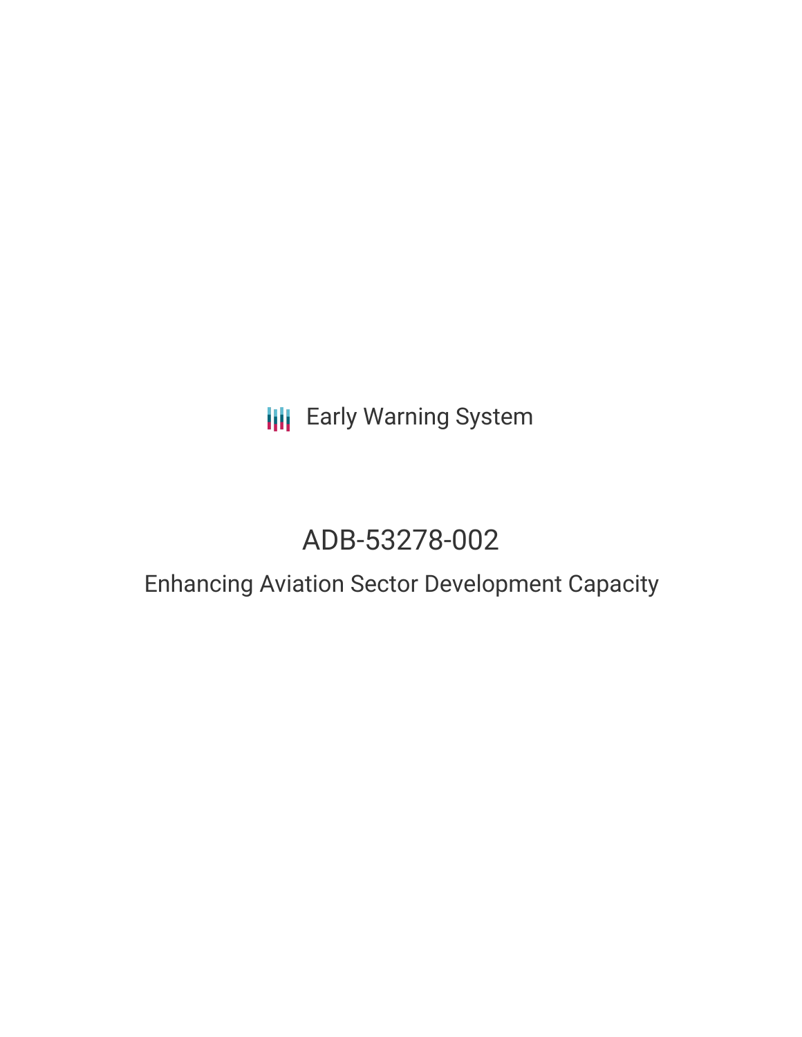Early Warning System

# ADB-53278-002

## Enhancing Aviation Sector Development Capacity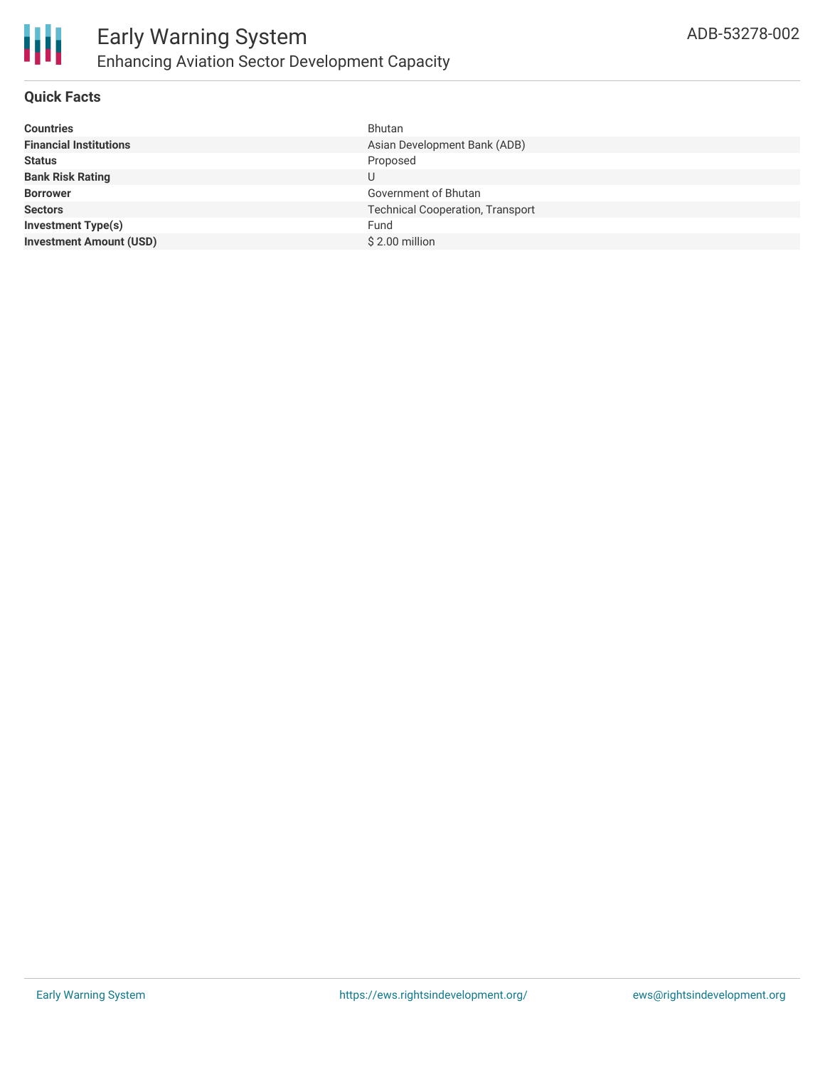# Early Warning System

## Enhancing Aviation Sector Development Capacity

ADB-53278-002

### Quick Facts

| | |
|---|---|
| **Countries** | Bhutan |
| **Financial Institutions** | Asian Development Bank (ADB) |
| **Status** | Proposed |
| **Bank Risk Rating** | U |
| **Borrower** | Government of Bhutan |
| **Sectors** | Technical Cooperation, Transport |
| **Investment Type(s)** | Fund |
| **Investment Amount (USD)** | $ 2.00 million |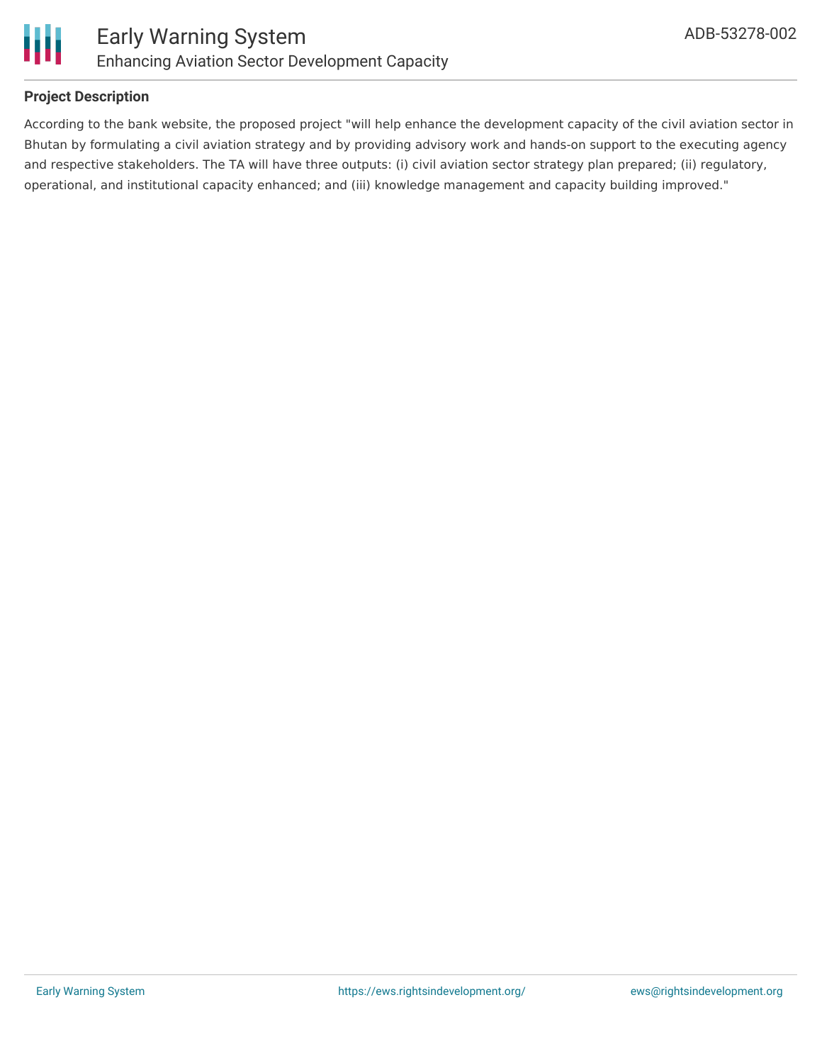## Project Description

According to the bank website, the proposed project "will help enhance the development capacity of the civil aviation sector in Bhutan by formulating a civil aviation strategy and by providing advisory work and hands-on support to the executing agency and respective stakeholders. The TA will have three outputs: (i) civil aviation sector strategy plan prepared; (ii) regulatory, operational, and institutional capacity enhanced; and (iii) knowledge management and capacity building improved."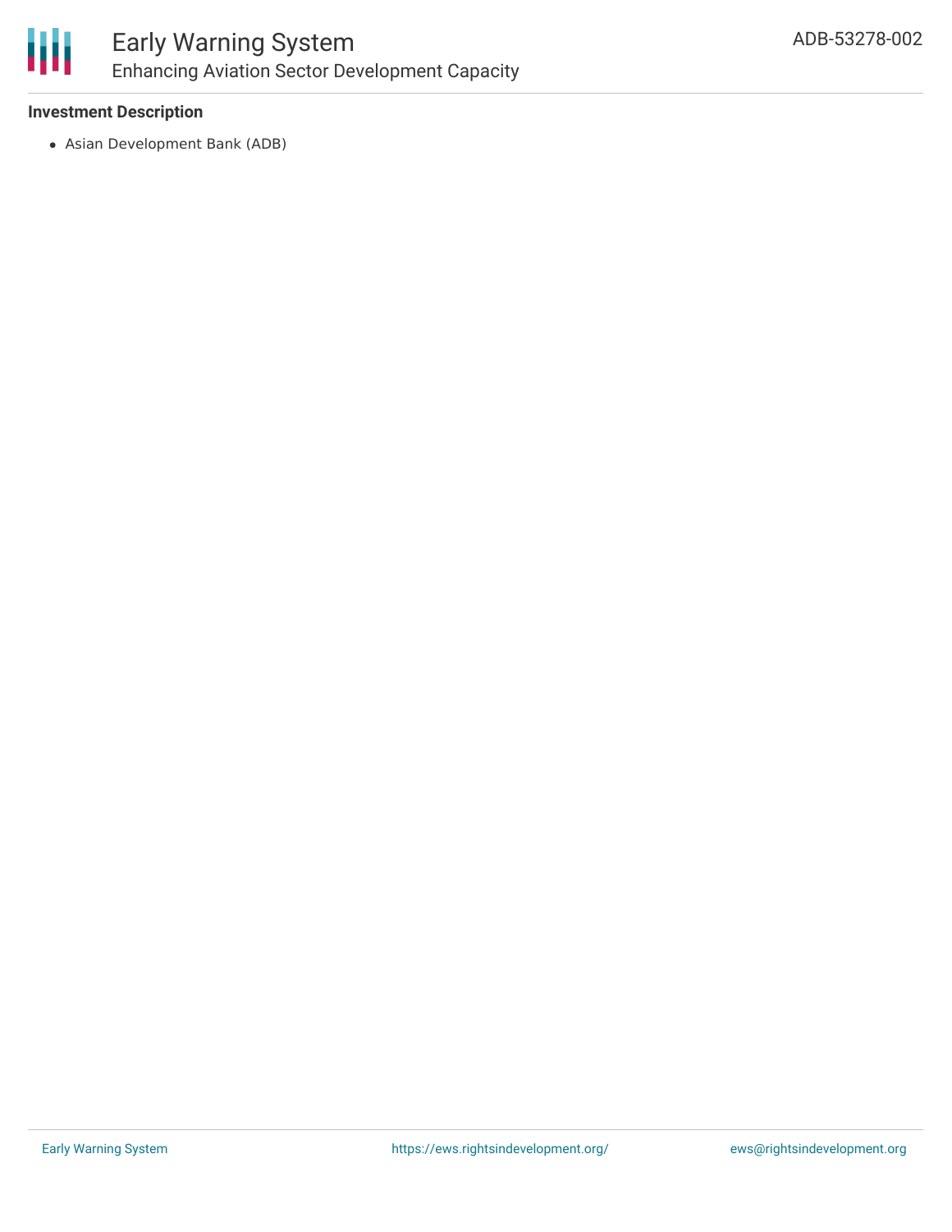**Investment Description**

- Asian Development Bank (ADB)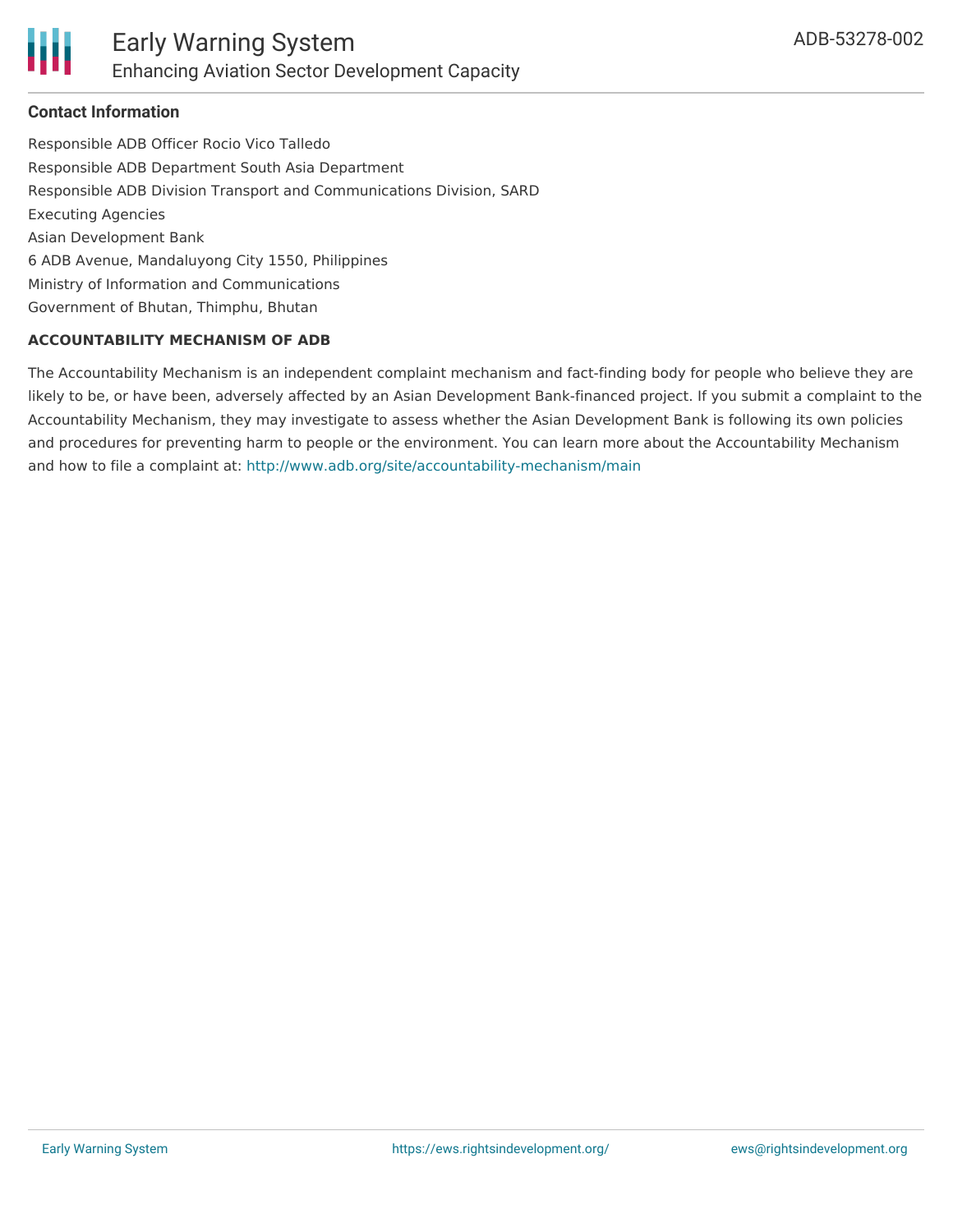**Contact Information**

Responsible ADB Officer Rocio Vico Talledo
Responsible ADB Department South Asia Department
Responsible ADB Division Transport and Communications Division, SARD
Executing Agencies
Asian Development Bank
6 ADB Avenue, Mandaluyong City 1550, Philippines
Ministry of Information and Communications
Government of Bhutan, Thimphu, Bhutan

**ACCOUNTABILITY MECHANISM OF ADB**

The Accountability Mechanism is an independent complaint mechanism and fact-finding body for people who believe they are likely to be, or have been, adversely affected by an Asian Development Bank-financed project. If you submit a complaint to the Accountability Mechanism, they may investigate to assess whether the Asian Development Bank is following its own policies and procedures for preventing harm to people or the environment. You can learn more about the Accountability Mechanism and how to file a complaint at: http://www.adb.org/site/accountability-mechanism/main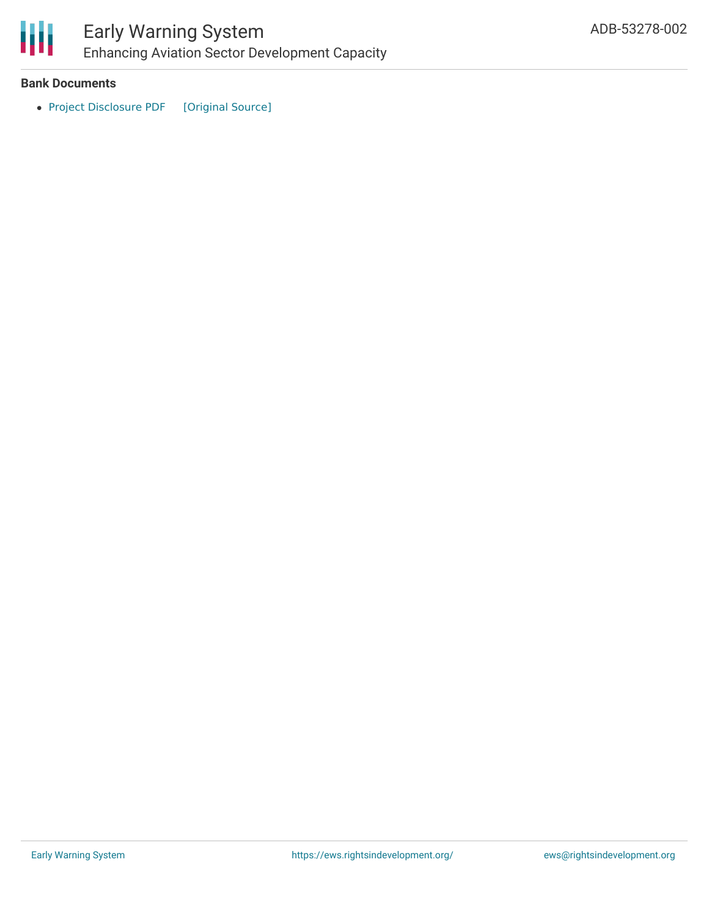### Bank Documents

- Project Disclosure PDF [Original Source]